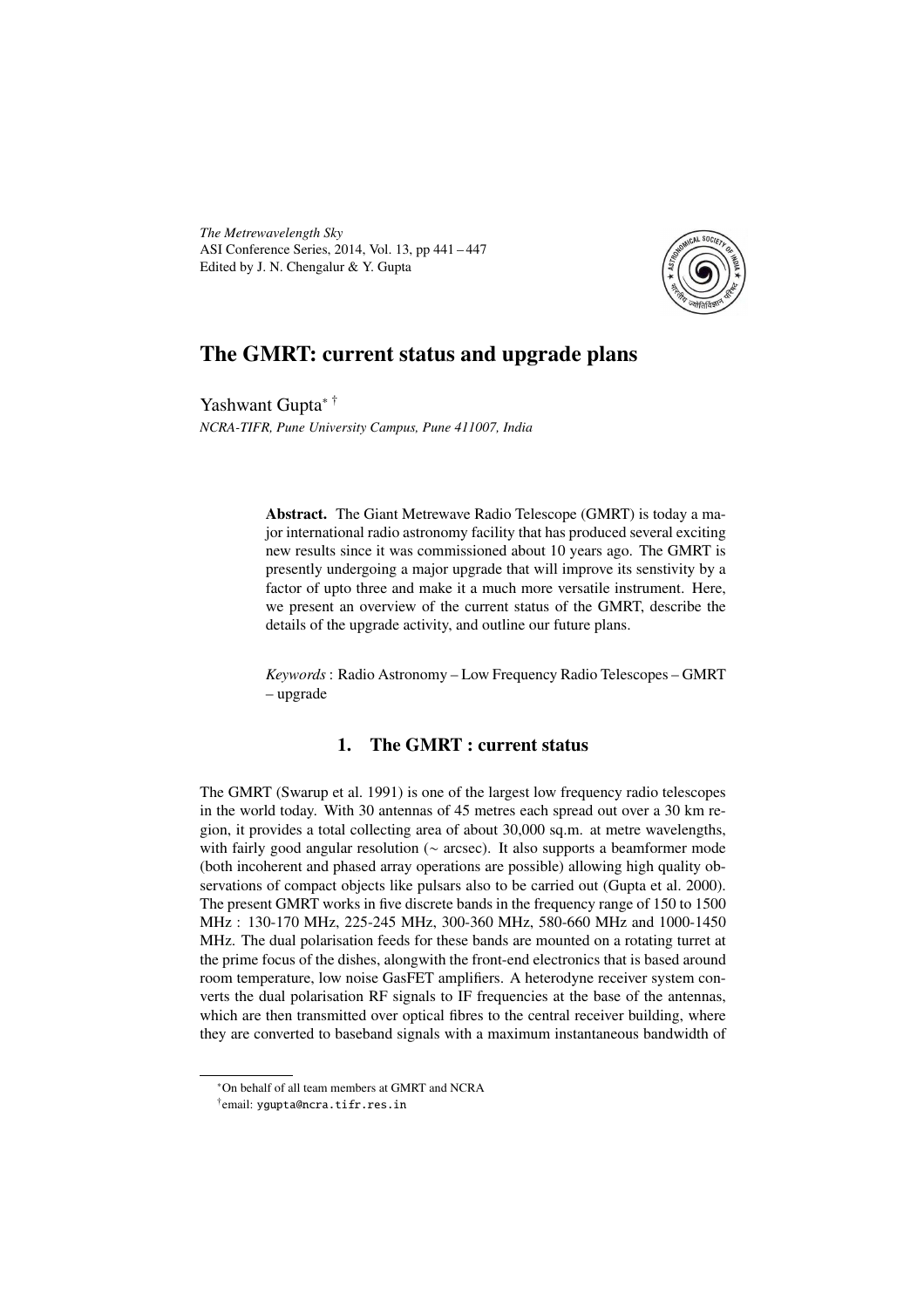*The Metrewavelength Sky*
ASI Conference Series, 2014, Vol. 13, pp 441 – 447
Edited by J. N. Chengalur & Y. Gupta

# The GMRT: current status and upgrade plans

Yashwant Gupta[*] [†]

*NCRA-TIFR, Pune University Campus, Pune 411007, India*

> **Abstract.** The Giant Metrewave Radio Telescope (GMRT) is today a major international radio astronomy facility that has produced several exciting new results since it was commissioned about 10 years ago. The GMRT is presently undergoing a major upgrade that will improve its senstivity by a factor of upto three and make it a much more versatile instrument. Here, we present an overview of the current status of the GMRT, describe the details of the upgrade activity, and outline our future plans.
>
> *Keywords* : Radio Astronomy – Low Frequency Radio Telescopes – GMRT – upgrade

## 1. The GMRT : current status

The GMRT (Swarup et al. 1991) is one of the largest low frequency radio telescopes in the world today. With 30 antennas of 45 metres each spread out over a 30 km region, it provides a total collecting area of about 30,000 sq.m. at metre wavelengths, with fairly good angular resolution ($\sim$ arcsec). It also supports a beamformer mode (both incoherent and phased array operations are possible) allowing high quality observations of compact objects like pulsars also to be carried out (Gupta et al. 2000). The present GMRT works in five discrete bands in the frequency range of 150 to 1500 MHz : 130-170 MHz, 225-245 MHz, 300-360 MHz, 580-660 MHz and 1000-1450 MHz. The dual polarisation feeds for these bands are mounted on a rotating turret at the prime focus of the dishes, alongwith the front-end electronics that is based around room temperature, low noise GasFET amplifiers. A heterodyne receiver system converts the dual polarisation RF signals to IF frequencies at the base of the antennas, which are then transmitted over optical fibres to the central receiver building, where they are converted to baseband signals with a maximum instantaneous bandwidth of

[*] On behalf of all team members at GMRT and NCRA
[†] email: ygupta@ncra.tifr.res.in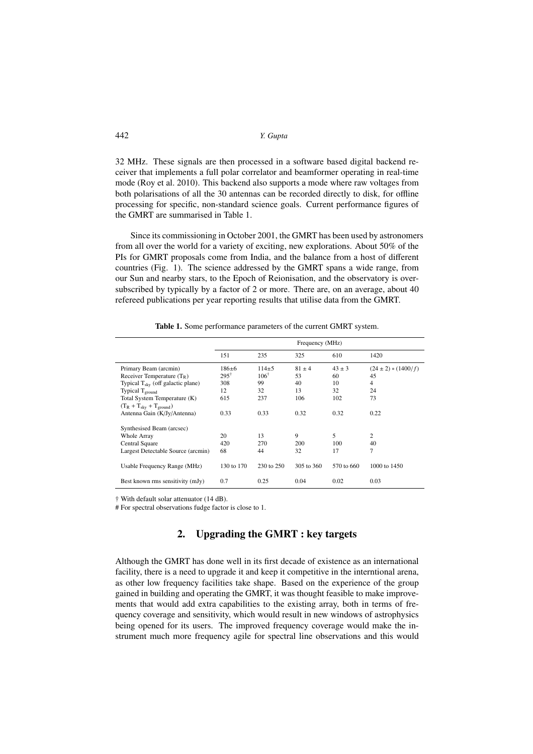32 MHz. These signals are then processed in a software based digital backend receiver that implements a full polar correlator and beamformer operating in real-time mode (Roy et al. 2010). This backend also supports a mode where raw voltages from both polarisations of all the 30 antennas can be recorded directly to disk, for offline processing for specific, non-standard science goals. Current performance figures of the GMRT are summarised in Table 1.

Since its commissioning in October 2001, the GMRT has been used by astronomers from all over the world for a variety of exciting, new explorations. About 50% of the PIs for GMRT proposals come from India, and the balance from a host of different countries (Fig. 1). The science addressed by the GMRT spans a wide range, from our Sun and nearby stars, to the Epoch of Reionisation, and the observatory is over-subscribed by typically by a factor of 2 or more. There are, on an average, about 40 refereed publications per year reporting results that utilise data from the GMRT.

**Table 1.** Some performance parameters of the current GMRT system.

| | Frequency (MHz) | | | | |
|---|---|---|---|---|---|
| | 151 | 235 | 325 | 610 | 1420 |
| Primary Beam (arcmin) | 186±6 | 114±5 | 81 ± 4 | 43 ± 3 | $(24 \pm 2) * (1400/f)$ |
| Receiver Temperature ($T_R$) | 295† | 106† | 53 | 60 | 45 |
| Typical $T_{sky}$ (off galactic plane) | 308 | 99 | 40 | 10 | 4 |
| Typical $T_{ground}$ | 12 | 32 | 13 | 32 | 24 |
| Total System Temperature (K) ($T_R + T_{sky} + T_{ground}$) | 615 | 237 | 106 | 102 | 73 |
| Antenna Gain (K/Jy/Antenna) | 0.33 | 0.33 | 0.32 | 0.32 | 0.22 |
| Synthesised Beam (arcsec) | | | | | |
| Whole Array | 20 | 13 | 9 | 5 | 2 |
| Central Square | 420 | 270 | 200 | 100 | 40 |
| Largest Detectable Source (arcmin) | 68 | 44 | 32 | 17 | 7 |
| Usable Frequency Range (MHz) | 130 to 170 | 230 to 250 | 305 to 360 | 570 to 660 | 1000 to 1450 |
| Best known rms sensitivity (mJy) | 0.7 | 0.25 | 0.04 | 0.02 | 0.03 |

† With default solar attenuator (14 dB).

# For spectral observations fudge factor is close to 1.

## 2. Upgrading the GMRT : key targets

Although the GMRT has done well in its first decade of existence as an international facility, there is a need to upgrade it and keep it competitive in the interntional arena, as other low frequency facilities take shape. Based on the experience of the group gained in building and operating the GMRT, it was thought feasible to make improvements that would add extra capabilities to the existing array, both in terms of frequency coverage and sensitivity, which would result in new windows of astrophysics being opened for its users. The improved frequency coverage would make the instrument much more frequency agile for spectral line observations and this would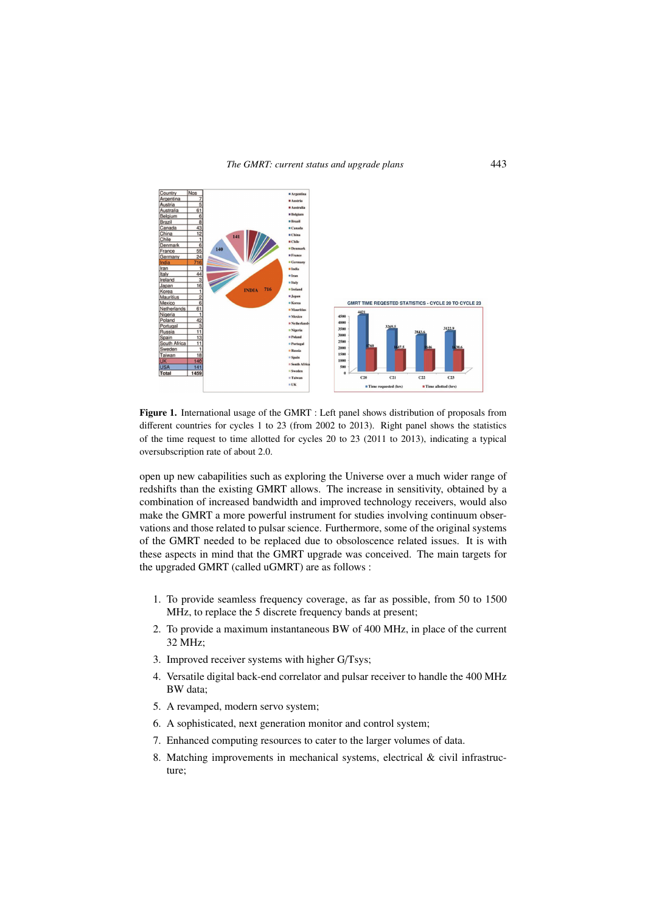| Country | Nos |
|---|---|
| Argentina | 7 |
| Austria | 5 |
| Australia | 61 |
| Belgium | 6 |
| Brazil | 8 |
| Canada | 43 |
| China | 12 |
| Chile | 1 |
| Denmark | 6 |
| France | 55 |
| Germany | 24 |
| India | 716 |
| Iran | 1 |
| Italy | 44 |
| Ireland | 3 |
| Japan | 16 |
| Korea | 1 |
| Mauritius | 2 |
| Mexico | 6 |
| Netherlands | 61 |
| Nigeria | 1 |
| Poland | 42 |
| Portugal | 3 |
| Russia | 11 |
| Spain | 13 |
| South Africa | 11 |
| Sweden | 1 |
| Taiwan | 18 |
| UK | 140 |
| USA | 141 |
| Total | 1459 |

**Figure 1.** International usage of the GMRT : Left panel shows distribution of proposals from different countries for cycles 1 to 23 (from 2002 to 2013). Right panel shows the statistics of the time request to time allotted for cycles 20 to 23 (2011 to 2013), indicating a typical oversubscription rate of about 2.0.

open up new cabapilities such as exploring the Universe over a much wider range of redshifts than the existing GMRT allows. The increase in sensitivity, obtained by a combination of increased bandwidth and improved technology receivers, would also make the GMRT a more powerful instrument for studies involving continuum observations and those related to pulsar science. Furthermore, some of the original systems of the GMRT needed to be replaced due to obsoloscence related issues. It is with these aspects in mind that the GMRT upgrade was conceived. The main targets for the upgraded GMRT (called uGMRT) are as follows :

1. To provide seamless frequency coverage, as far as possible, from 50 to 1500 MHz, to replace the 5 discrete frequency bands at present;
2. To provide a maximum instantaneous BW of 400 MHz, in place of the current 32 MHz;
3. Improved receiver systems with higher G/Tsys;
4. Versatile digital back-end correlator and pulsar receiver to handle the 400 MHz BW data;
5. A revamped, modern servo system;
6. A sophisticated, next generation monitor and control system;
7. Enhanced computing resources to cater to the larger volumes of data.
8. Matching improvements in mechanical systems, electrical & civil infrastructure;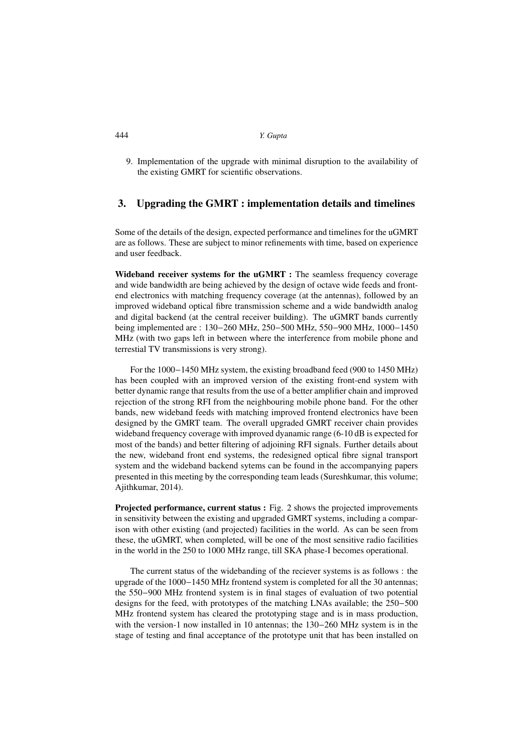9. Implementation of the upgrade with minimal disruption to the availability of the existing GMRT for scientific observations.

## 3. Upgrading the GMRT : implementation details and timelines

Some of the details of the design, expected performance and timelines for the uGMRT are as follows. These are subject to minor refinements with time, based on experience and user feedback.

**Wideband receiver systems for the uGMRT :** The seamless frequency coverage and wide bandwidth are being achieved by the design of octave wide feeds and front-end electronics with matching frequency coverage (at the antennas), followed by an improved wideband optical fibre transmission scheme and a wide bandwidth analog and digital backend (at the central receiver building). The uGMRT bands currently being implemented are : 130−260 MHz, 250−500 MHz, 550−900 MHz, 1000−1450 MHz (with two gaps left in between where the interference from mobile phone and terrestial TV transmissions is very strong).

For the 1000−1450 MHz system, the existing broadband feed (900 to 1450 MHz) has been coupled with an improved version of the existing front-end system with better dynamic range that results from the use of a better amplifier chain and improved rejection of the strong RFI from the neighbouring mobile phone band. For the other bands, new wideband feeds with matching improved frontend electronics have been designed by the GMRT team. The overall upgraded GMRT receiver chain provides wideband frequency coverage with improved dyanamic range (6-10 dB is expected for most of the bands) and better filtering of adjoining RFI signals. Further details about the new, wideband front end systems, the redesigned optical fibre signal transport system and the wideband backend sytems can be found in the accompanying papers presented in this meeting by the corresponding team leads (Sureshkumar, this volume; Ajithkumar, 2014).

**Projected performance, current status :** Fig. 2 shows the projected improvements in sensitivity between the existing and upgraded GMRT systems, including a comparison with other existing (and projected) facilities in the world. As can be seen from these, the uGMRT, when completed, will be one of the most sensitive radio facilities in the world in the 250 to 1000 MHz range, till SKA phase-I becomes operational.

The current status of the widebanding of the reciever systems is as follows : the upgrade of the 1000−1450 MHz frontend system is completed for all the 30 antennas; the 550−900 MHz frontend system is in final stages of evaluation of two potential designs for the feed, with prototypes of the matching LNAs available; the 250−500 MHz frontend system has cleared the prototyping stage and is in mass production, with the version-1 now installed in 10 antennas; the 130−260 MHz system is in the stage of testing and final acceptance of the prototype unit that has been installed on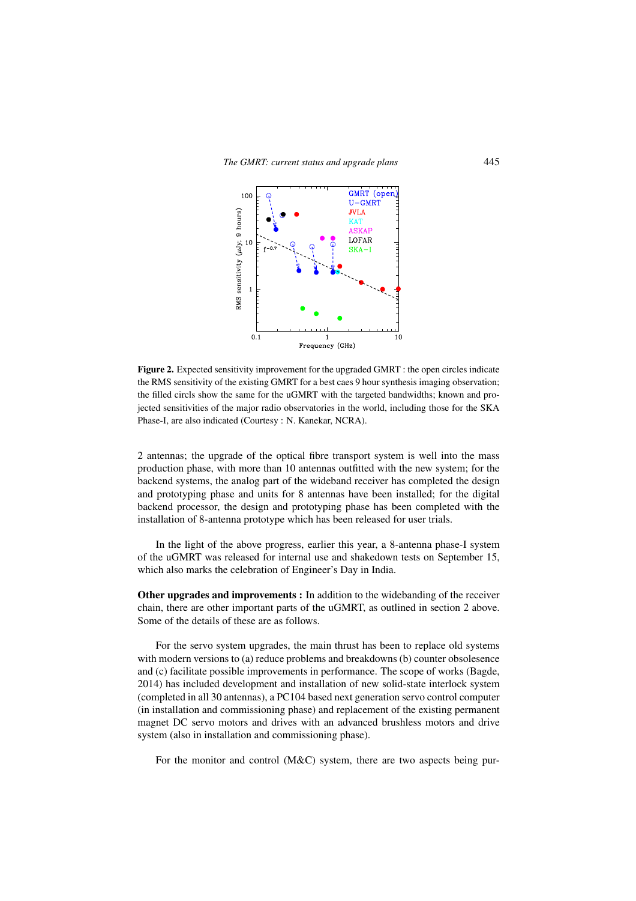**Figure 2.** Expected sensitivity improvement for the upgraded GMRT : the open circles indicate the RMS sensitivity of the existing GMRT for a best caes 9 hour synthesis imaging observation; the filled circls show the same for the uGMRT with the targeted bandwidths; known and projected sensitivities of the major radio observatories in the world, including those for the SKA Phase-I, are also indicated (Courtesy : N. Kanekar, NCRA).

2 antennas; the upgrade of the optical fibre transport system is well into the mass production phase, with more than 10 antennas outfitted with the new system; for the backend systems, the analog part of the wideband receiver has completed the design and prototyping phase and units for 8 antennas have been installed; for the digital backend processor, the design and prototyping phase has been completed with the installation of 8-antenna prototype which has been released for user trials.

In the light of the above progress, earlier this year, a 8-antenna phase-I system of the uGMRT was released for internal use and shakedown tests on September 15, which also marks the celebration of Engineer's Day in India.

**Other upgrades and improvements :** In addition to the widebanding of the receiver chain, there are other important parts of the uGMRT, as outlined in section 2 above. Some of the details of these are as follows.

For the servo system upgrades, the main thrust has been to replace old systems with modern versions to (a) reduce problems and breakdowns (b) counter obsolesence and (c) facilitate possible improvements in performance. The scope of works (Bagde, 2014) has included development and installation of new solid-state interlock system (completed in all 30 antennas), a PC104 based next generation servo control computer (in installation and commissioning phase) and replacement of the existing permanent magnet DC servo motors and drives with an advanced brushless motors and drive system (also in installation and commissioning phase).

For the monitor and control (M&C) system, there are two aspects being pur-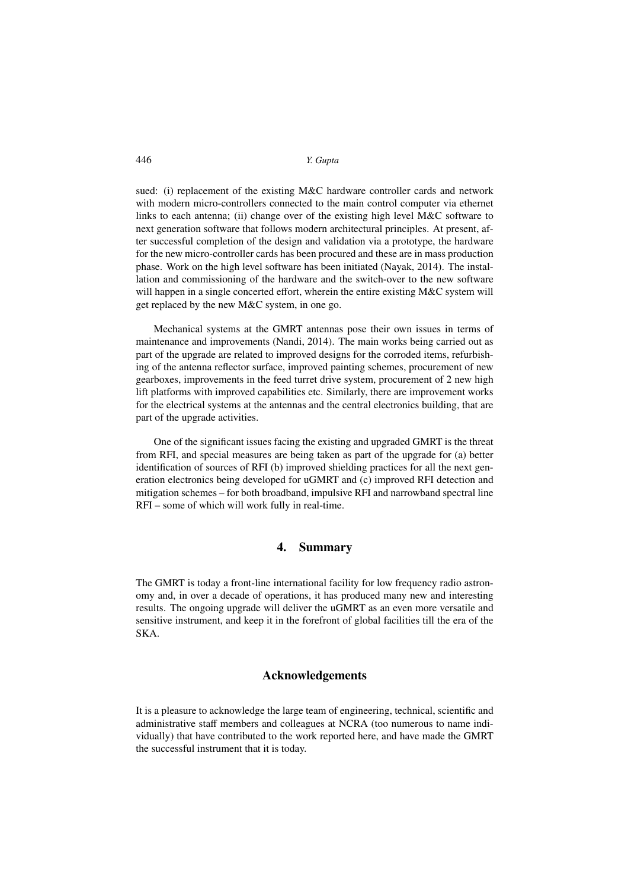sued: (i) replacement of the existing M&C hardware controller cards and network with modern micro-controllers connected to the main control computer via ethernet links to each antenna; (ii) change over of the existing high level M&C software to next generation software that follows modern architectural principles. At present, after successful completion of the design and validation via a prototype, the hardware for the new micro-controller cards has been procured and these are in mass production phase. Work on the high level software has been initiated (Nayak, 2014). The installation and commissioning of the hardware and the switch-over to the new software will happen in a single concerted effort, wherein the entire existing M&C system will get replaced by the new M&C system, in one go.

Mechanical systems at the GMRT antennas pose their own issues in terms of maintenance and improvements (Nandi, 2014). The main works being carried out as part of the upgrade are related to improved designs for the corroded items, refurbishing of the antenna reflector surface, improved painting schemes, procurement of new gearboxes, improvements in the feed turret drive system, procurement of 2 new high lift platforms with improved capabilities etc. Similarly, there are improvement works for the electrical systems at the antennas and the central electronics building, that are part of the upgrade activities.

One of the significant issues facing the existing and upgraded GMRT is the threat from RFI, and special measures are being taken as part of the upgrade for (a) better identification of sources of RFI (b) improved shielding practices for all the next generation electronics being developed for uGMRT and (c) improved RFI detection and mitigation schemes – for both broadband, impulsive RFI and narrowband spectral line RFI – some of which will work fully in real-time.

## 4. Summary

The GMRT is today a front-line international facility for low frequency radio astronomy and, in over a decade of operations, it has produced many new and interesting results. The ongoing upgrade will deliver the uGMRT as an even more versatile and sensitive instrument, and keep it in the forefront of global facilities till the era of the SKA.

## Acknowledgements

It is a pleasure to acknowledge the large team of engineering, technical, scientific and administrative staff members and colleagues at NCRA (too numerous to name individually) that have contributed to the work reported here, and have made the GMRT the successful instrument that it is today.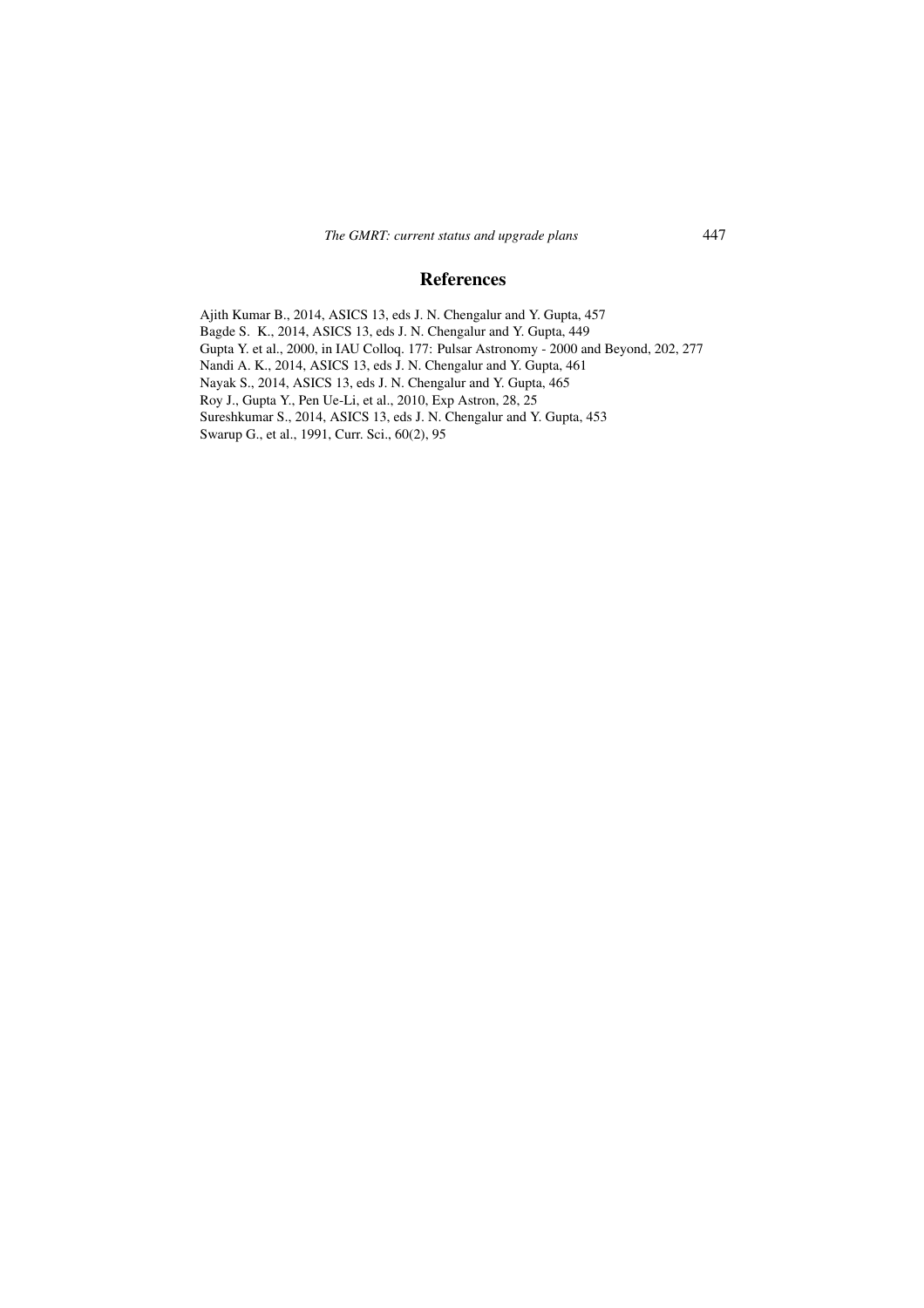## References

Ajith Kumar B., 2014, ASICS 13, eds J. N. Chengalur and Y. Gupta, 457
Bagde S. K., 2014, ASICS 13, eds J. N. Chengalur and Y. Gupta, 449
Gupta Y. et al., 2000, in IAU Colloq. 177: Pulsar Astronomy - 2000 and Beyond, 202, 277
Nandi A. K., 2014, ASICS 13, eds J. N. Chengalur and Y. Gupta, 461
Nayak S., 2014, ASICS 13, eds J. N. Chengalur and Y. Gupta, 465
Roy J., Gupta Y., Pen Ue-Li, et al., 2010, Exp Astron, 28, 25
Sureshkumar S., 2014, ASICS 13, eds J. N. Chengalur and Y. Gupta, 453
Swarup G., et al., 1991, Curr. Sci., 60(2), 95